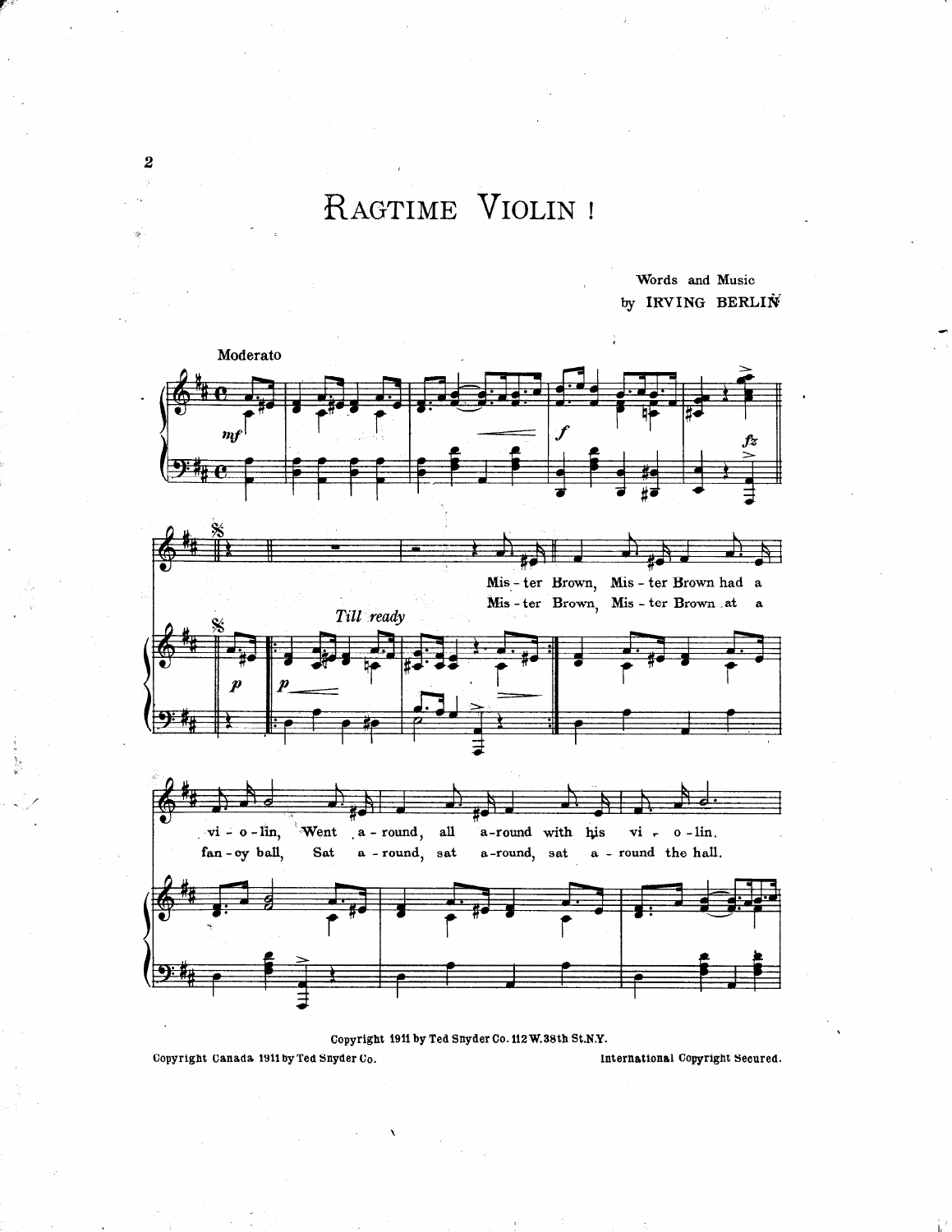# Ragtime Violin!

Words and Music
by IRVING BERLIN

Moderato

*Till ready*

Mis - ter Brown, Mis - ter Brown had a vi - o - lin, Went a - round, all a - round with his vi - o - lin.

Mis - ter Brown, Mis - ter Brown at a fan - cy ball, Sat a - round, sat a - round, sat a - round the hall.

Copyright 1911 by Ted Snyder Co. 112 W. 38th St. N.Y.

Copyright Canada 1911 by Ted Snyder Co.

International Copyright Secured.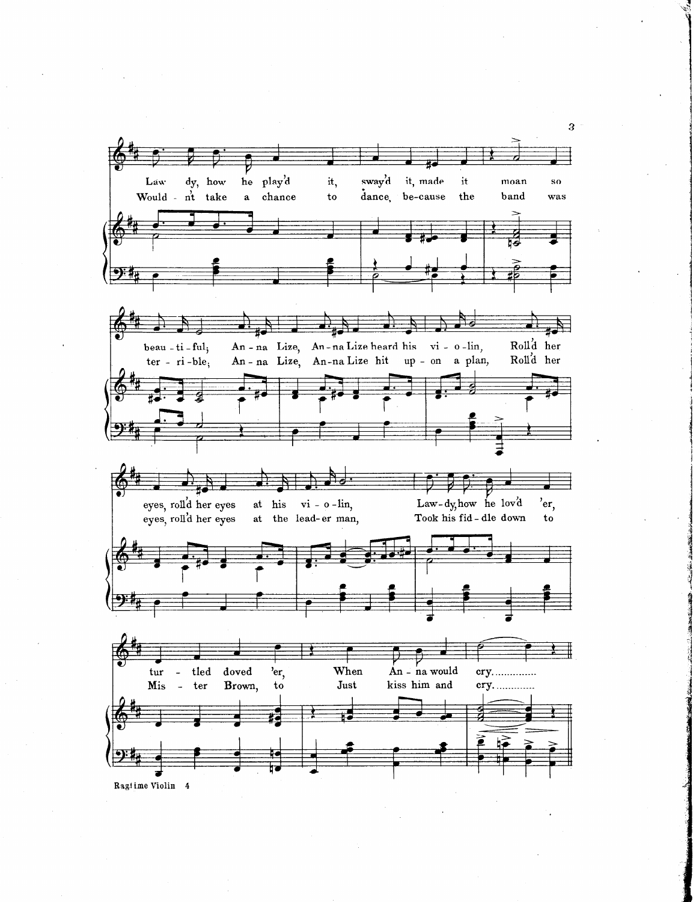Law - dy, how he play'd it, sway'd it, made it moan so
Would - n't take a chance to dance, be-cause the band was

beau - ti - ful; An - na Lize, An - na Lize heard his vi - o - lin, Roll'd her
ter - ri - ble; An - na Lize, An - na Lize hit up - on a plan, Roll'd her

eyes, roll'd her eyes at his vi - o - lin, Law - dy, how he lov'd 'er,
eyes, roll'd her eyes at the lead - er man, Took his fid - dle down to

tur - tled doved 'er, When An - na would cry...............
Mis - ter Brown, to Just kiss him and cry.............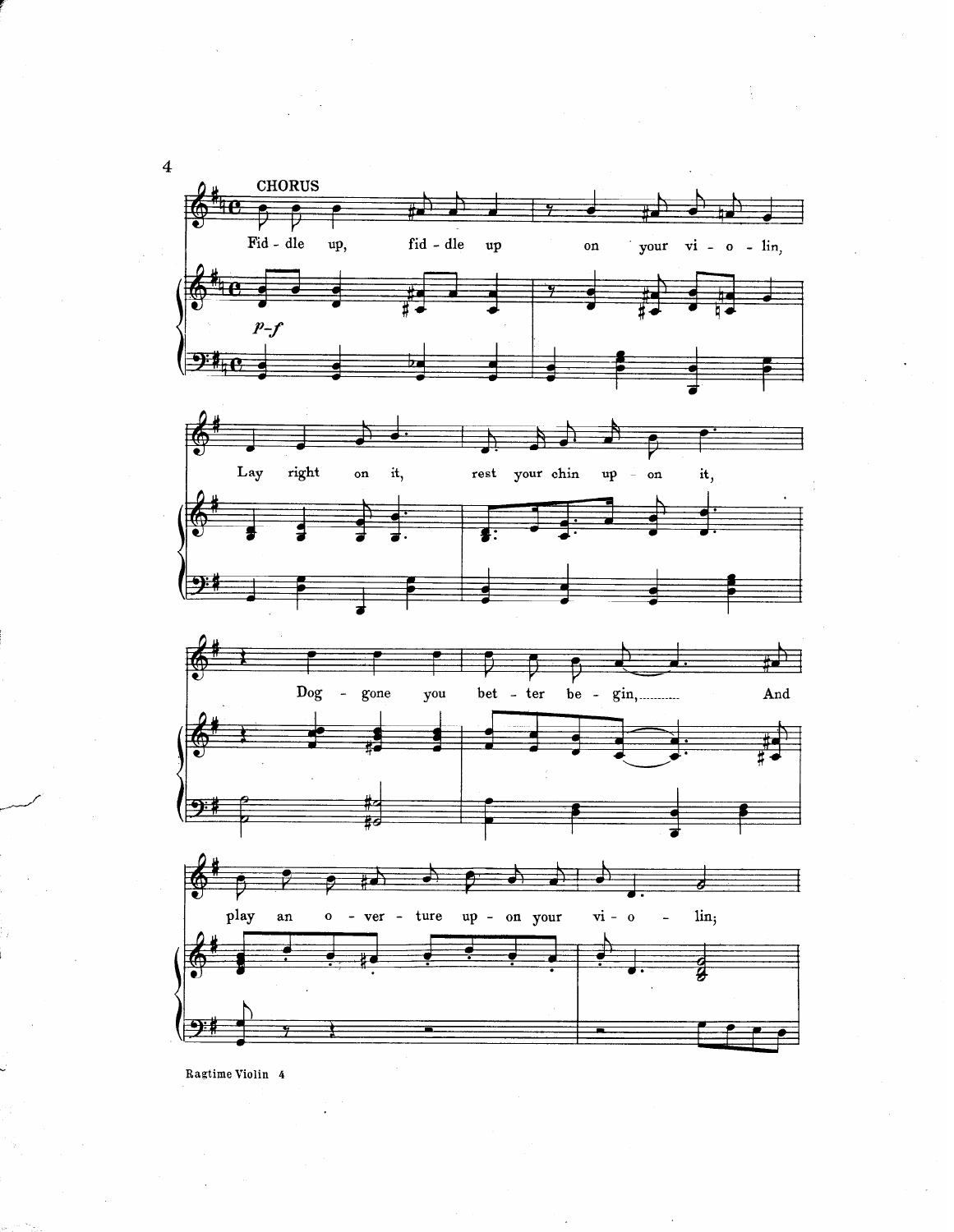**CHORUS**

*p-f*

Fid - dle up, fid - dle up on your vi - o - lin,

Lay right on it, rest your chin up - on it,

Dog - gone you bet - ter be - gin,............ And

play an o - ver - ture up - on your vi - o - lin;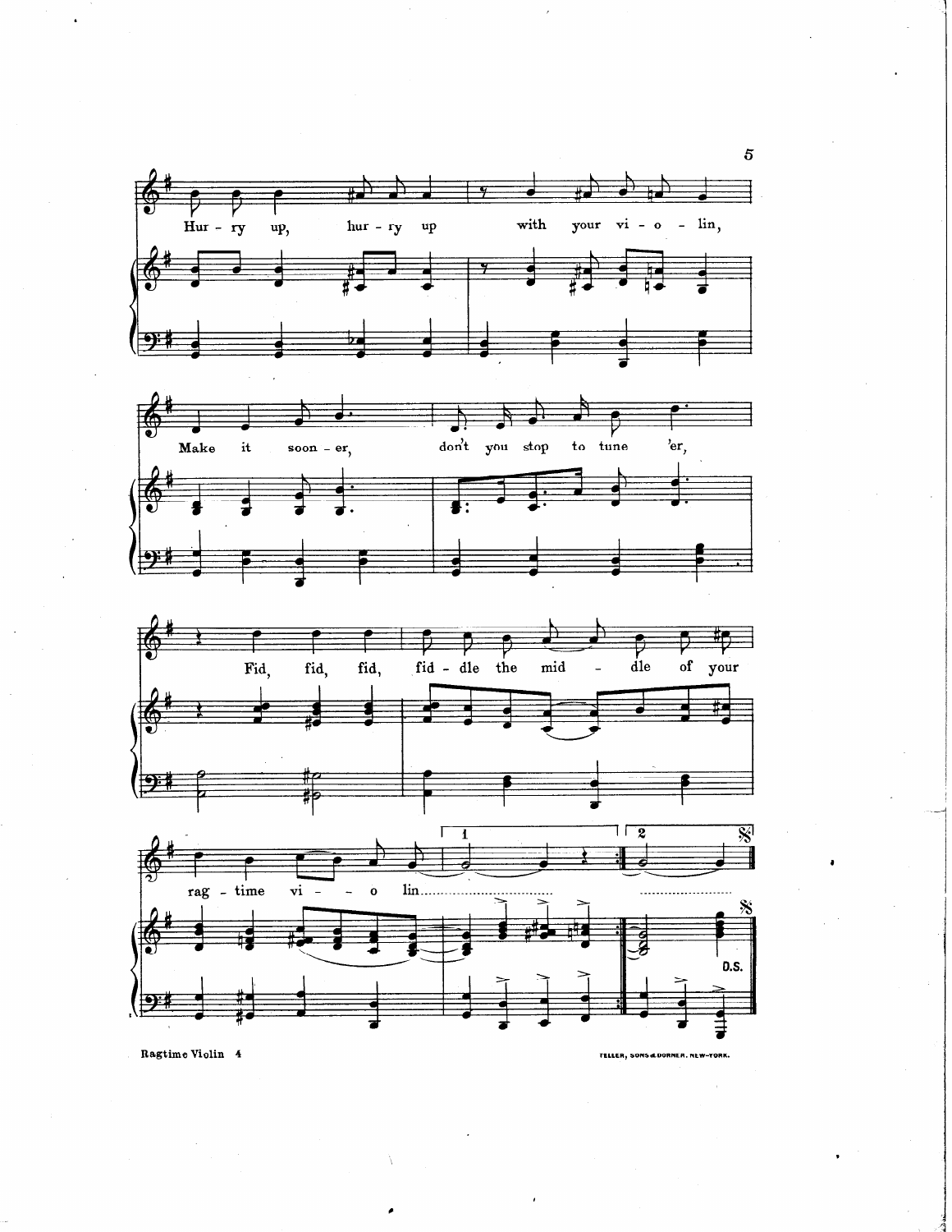Hur - ry up, hur - ry up with your vi - o - lin,

Make it soon - er, don't you stop to tune 'er,

Fid, fid, fid, fid - dle the mid - dle of your

rag - time vi - - o lin.................................

1 2

D.S.